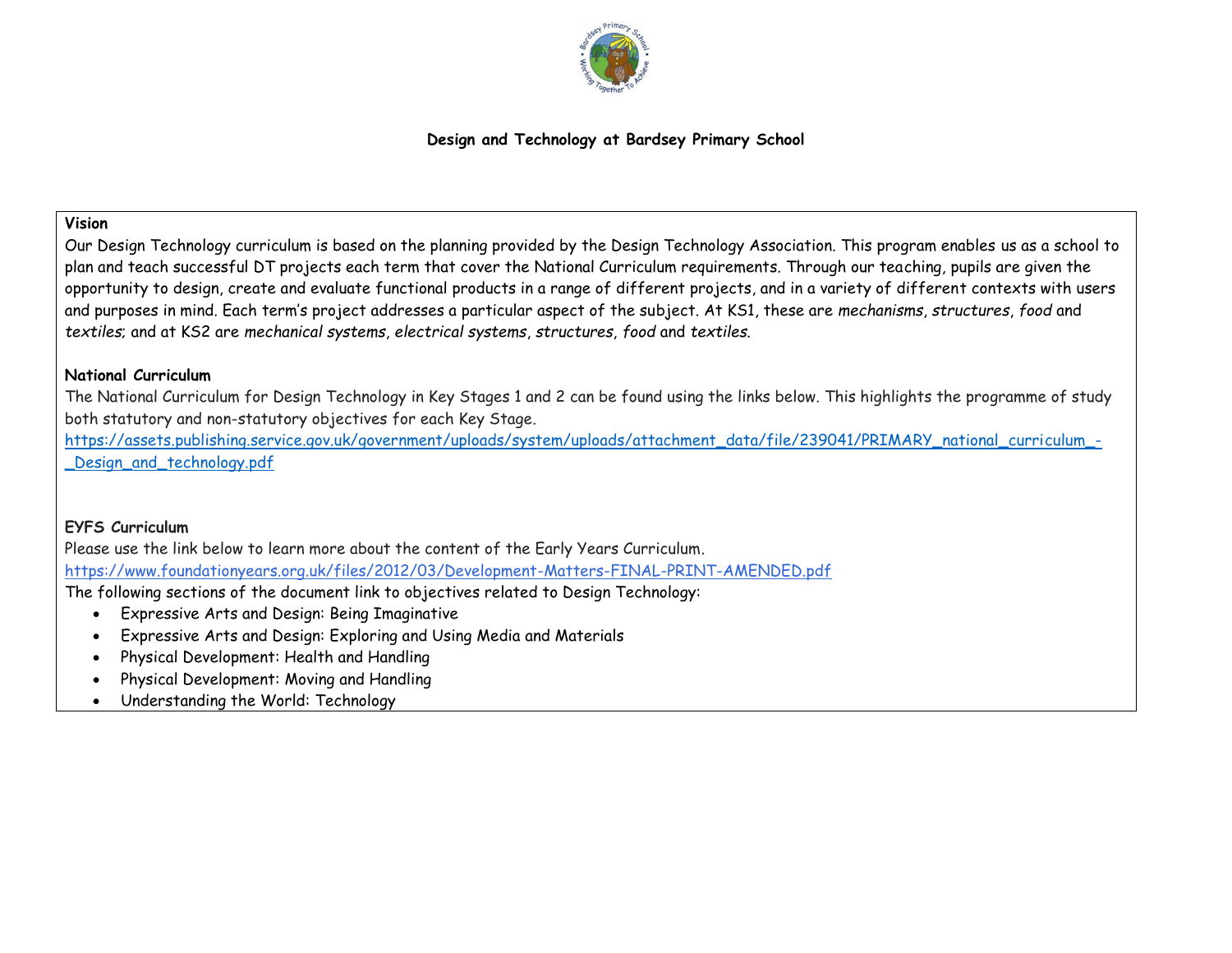# Design and Technology at Bardsey Primary School

**Vision**

Our Design Technology curriculum is based on the planning provided by the Design Technology Association. This program enables us as a school to plan and teach successful DT projects each term that cover the National Curriculum requirements. Through our teaching, pupils are given the opportunity to design, create and evaluate functional products in a range of different projects, and in a variety of different contexts with users and purposes in mind. Each term's project addresses a particular aspect of the subject. At KS1, these are *mechanisms*, *structures*, *food* and *textiles*; and at KS2 are *mechanical systems*, *electrical systems*, *structures*, *food* and *textiles*.

**National Curriculum**

The National Curriculum for Design Technology in Key Stages 1 and 2 can be found using the links below. This highlights the programme of study both statutory and non-statutory objectives for each Key Stage.

https://assets.publishing.service.gov.uk/government/uploads/system/uploads/attachment_data/file/239041/PRIMARY_national_curriculum_-_Design_and_technology.pdf

**EYFS Curriculum**

Please use the link below to learn more about the content of the Early Years Curriculum.

https://www.foundationyears.org.uk/files/2012/03/Development-Matters-FINAL-PRINT-AMENDED.pdf

The following sections of the document link to objectives related to Design Technology:

- Expressive Arts and Design: Being Imaginative
- Expressive Arts and Design: Exploring and Using Media and Materials
- Physical Development: Health and Handling
- Physical Development: Moving and Handling
- Understanding the World: Technology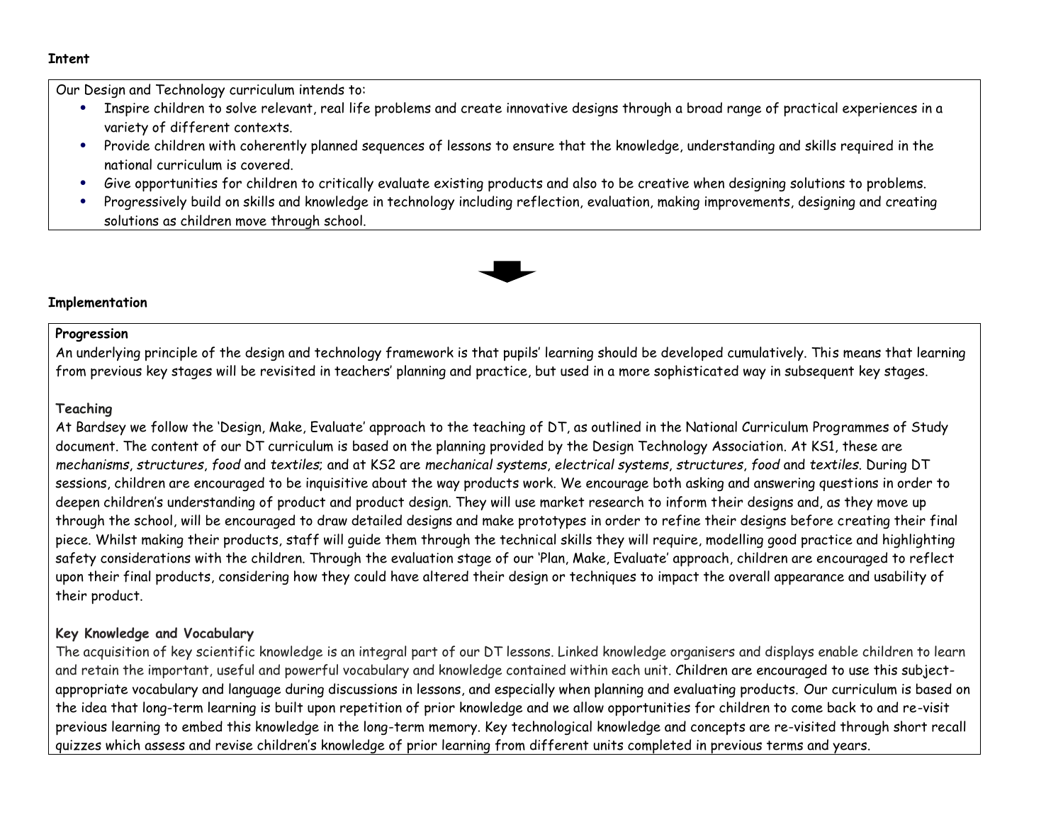**Intent**

Our Design and Technology curriculum intends to:

- Inspire children to solve relevant, real life problems and create innovative designs through a broad range of practical experiences in a variety of different contexts.
- Provide children with coherently planned sequences of lessons to ensure that the knowledge, understanding and skills required in the national curriculum is covered.
- Give opportunities for children to critically evaluate existing products and also to be creative when designing solutions to problems.
- Progressively build on skills and knowledge in technology including reflection, evaluation, making improvements, designing and creating solutions as children move through school.

**Implementation**

**Progression**

An underlying principle of the design and technology framework is that pupils' learning should be developed cumulatively. This means that learning from previous key stages will be revisited in teachers' planning and practice, but used in a more sophisticated way in subsequent key stages.

**Teaching**

At Bardsey we follow the 'Design, Make, Evaluate' approach to the teaching of DT, as outlined in the National Curriculum Programmes of Study document. The content of our DT curriculum is based on the planning provided by the Design Technology Association. At KS1, these are *mechanisms*, *structures*, *food* and *textiles*; and at KS2 are *mechanical systems*, *electrical systems*, *structures*, *food* and *textiles*. During DT sessions, children are encouraged to be inquisitive about the way products work. We encourage both asking and answering questions in order to deepen children's understanding of product and product design. They will use market research to inform their designs and, as they move up through the school, will be encouraged to draw detailed designs and make prototypes in order to refine their designs before creating their final piece. Whilst making their products, staff will guide them through the technical skills they will require, modelling good practice and highlighting safety considerations with the children. Through the evaluation stage of our 'Plan, Make, Evaluate' approach, children are encouraged to reflect upon their final products, considering how they could have altered their design or techniques to impact the overall appearance and usability of their product.

**Key Knowledge and Vocabulary**

The acquisition of key scientific knowledge is an integral part of our DT lessons. Linked knowledge organisers and displays enable children to learn and retain the important, useful and powerful vocabulary and knowledge contained within each unit. Children are encouraged to use this subject-appropriate vocabulary and language during discussions in lessons, and especially when planning and evaluating products. Our curriculum is based on the idea that long-term learning is built upon repetition of prior knowledge and we allow opportunities for children to come back to and re-visit previous learning to embed this knowledge in the long-term memory. Key technological knowledge and concepts are re-visited through short recall quizzes which assess and revise children's knowledge of prior learning from different units completed in previous terms and years.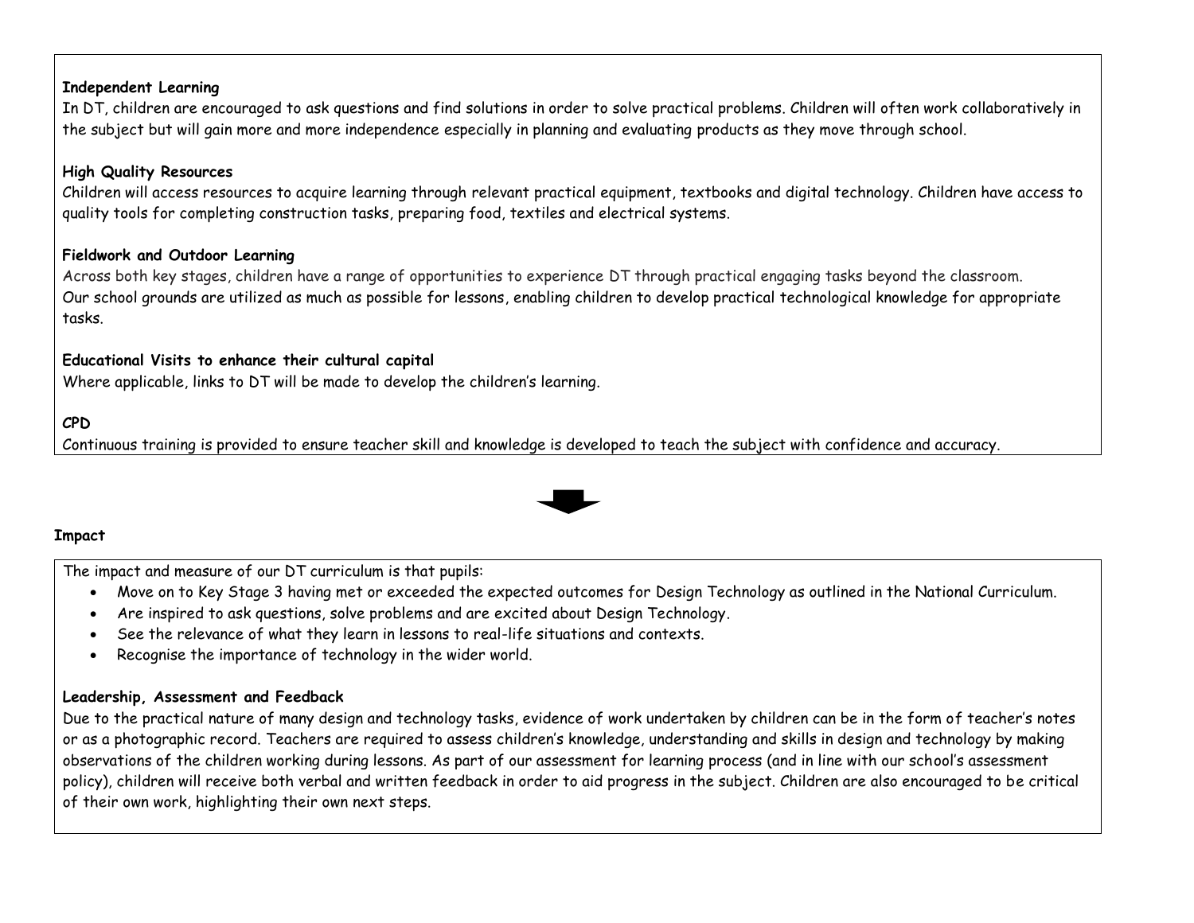**Independent Learning**

In DT, children are encouraged to ask questions and find solutions in order to solve practical problems. Children will often work collaboratively in the subject but will gain more and more independence especially in planning and evaluating products as they move through school.

**High Quality Resources**

Children will access resources to acquire learning through relevant practical equipment, textbooks and digital technology. Children have access to quality tools for completing construction tasks, preparing food, textiles and electrical systems.

**Fieldwork and Outdoor Learning**

Across both key stages, children have a range of opportunities to experience DT through practical engaging tasks beyond the classroom.
Our school grounds are utilized as much as possible for lessons, enabling children to develop practical technological knowledge for appropriate tasks.

**Educational Visits to enhance their cultural capital**

Where applicable, links to DT will be made to develop the children's learning.

**CPD**

Continuous training is provided to ensure teacher skill and knowledge is developed to teach the subject with confidence and accuracy.

## Impact

The impact and measure of our DT curriculum is that pupils:

- Move on to Key Stage 3 having met or exceeded the expected outcomes for Design Technology as outlined in the National Curriculum.
- Are inspired to ask questions, solve problems and are excited about Design Technology.
- See the relevance of what they learn in lessons to real-life situations and contexts.
- Recognise the importance of technology in the wider world.

**Leadership, Assessment and Feedback**

Due to the practical nature of many design and technology tasks, evidence of work undertaken by children can be in the form of teacher's notes or as a photographic record. Teachers are required to assess children's knowledge, understanding and skills in design and technology by making observations of the children working during lessons. As part of our assessment for learning process (and in line with our school's assessment policy), children will receive both verbal and written feedback in order to aid progress in the subject. Children are also encouraged to be critical of their own work, highlighting their own next steps.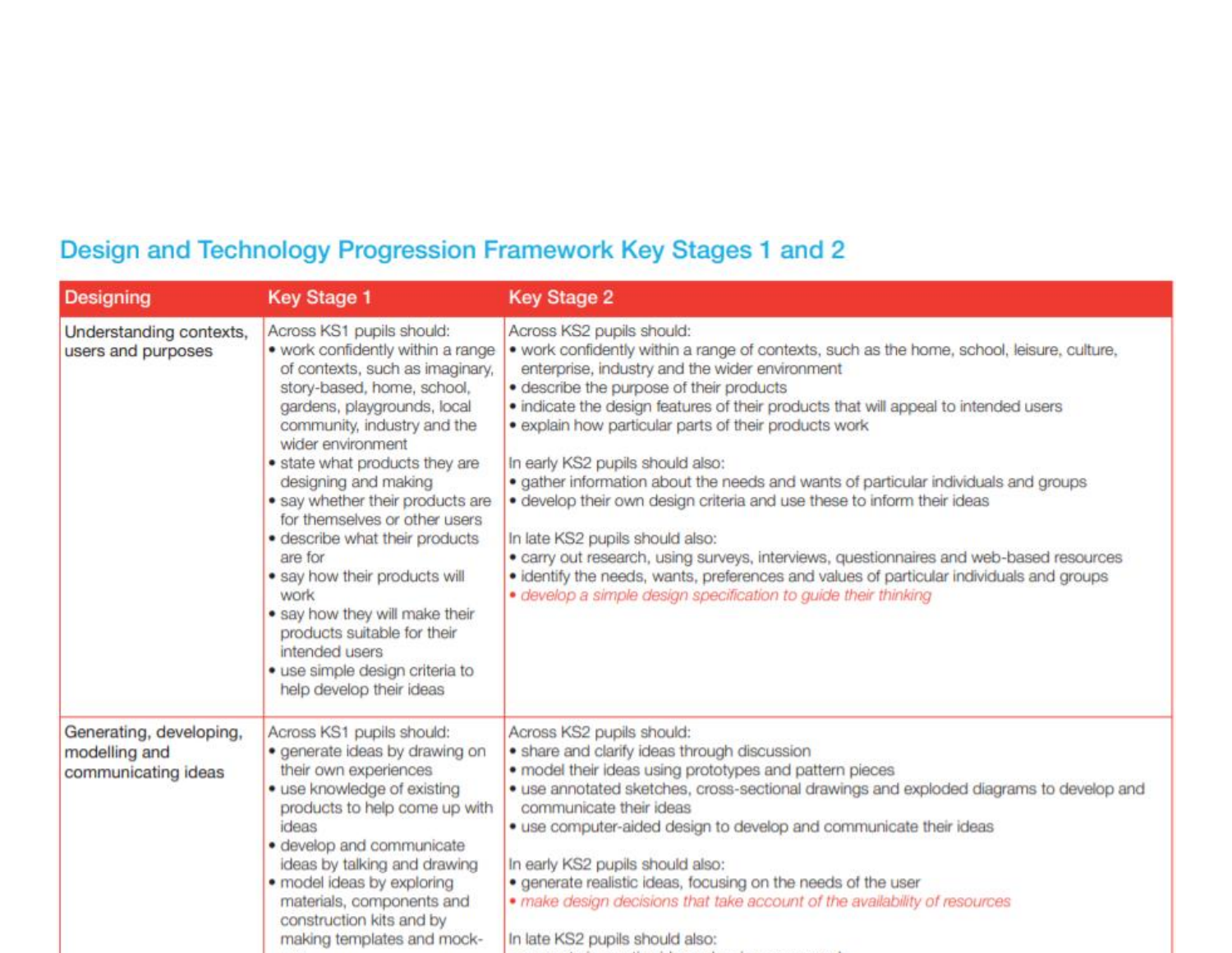## Design and Technology Progression Framework Key Stages 1 and 2

| Designing | Key Stage 1 | Key Stage 2 |
|---|---|---|
| Understanding contexts, users and purposes | Across KS1 pupils should:<br>• work confidently within a range of contexts, such as imaginary, story-based, home, school, gardens, playgrounds, local community, industry and the wider environment<br>• state what products they are designing and making<br>• say whether their products are for themselves or other users<br>• describe what their products are for<br>• say how their products will work<br>• say how they will make their products suitable for their intended users<br>• use simple design criteria to help develop their ideas | Across KS2 pupils should:<br>• work confidently within a range of contexts, such as the home, school, leisure, culture, enterprise, industry and the wider environment<br>• describe the purpose of their products<br>• indicate the design features of their products that will appeal to intended users<br>• explain how particular parts of their products work<br><br>In early KS2 pupils should also:<br>• gather information about the needs and wants of particular individuals and groups<br>• develop their own design criteria and use these to inform their ideas<br><br>In late KS2 pupils should also:<br>• carry out research, using surveys, interviews, questionnaires and web-based resources<br>• identify the needs, wants, preferences and values of particular individuals and groups<br>• *develop a simple design specification to guide their thinking* |
| Generating, developing, modelling and communicating ideas | Across KS1 pupils should:<br>• generate ideas by drawing on their own experiences<br>• use knowledge of existing products to help come up with ideas<br>• develop and communicate ideas by talking and drawing<br>• model ideas by exploring materials, components and construction kits and by making templates and mock- | Across KS2 pupils should:<br>• share and clarify ideas through discussion<br>• model their ideas using prototypes and pattern pieces<br>• use annotated sketches, cross-sectional drawings and exploded diagrams to develop and communicate their ideas<br>• use computer-aided design to develop and communicate their ideas<br><br>In early KS2 pupils should also:<br>• generate realistic ideas, focusing on the needs of the user<br>• *make design decisions that take account of the availability of resources*<br><br>In late KS2 pupils should also: |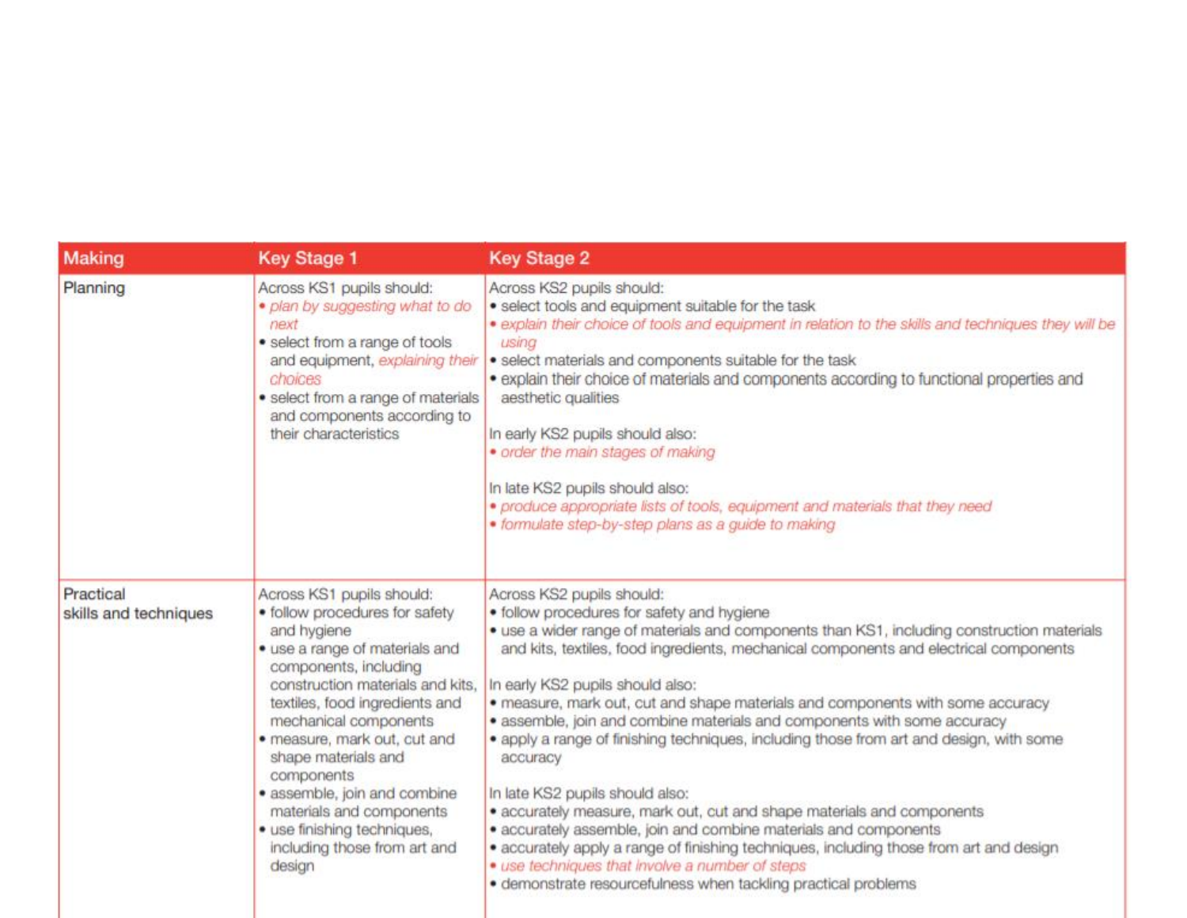| Making | Key Stage 1 | Key Stage 2 |
| --- | --- | --- |
| Planning | Across KS1 pupils should:<br>• *plan by suggesting what to do next*<br>• select from a range of tools and equipment, *explaining their choices*<br>• select from a range of materials and components according to their characteristics | Across KS2 pupils should:<br>• select tools and equipment suitable for the task<br>• *explain their choice of tools and equipment in relation to the skills and techniques they will be using*<br>• select materials and components suitable for the task<br>• explain their choice of materials and components according to functional properties and aesthetic qualities<br><br>In early KS2 pupils should also:<br>• *order the main stages of making*<br><br>In late KS2 pupils should also:<br>• *produce appropriate lists of tools, equipment and materials that they need*<br>• *formulate step-by-step plans as a guide to making* |
| Practical skills and techniques | Across KS1 pupils should:<br>• follow procedures for safety and hygiene<br>• use a range of materials and components, including construction materials and kits, textiles, food ingredients and mechanical components<br>• measure, mark out, cut and shape materials and components<br>• assemble, join and combine materials and components<br>• use finishing techniques, including those from art and design | Across KS2 pupils should:<br>• follow procedures for safety and hygiene<br>• use a wider range of materials and components than KS1, including construction materials and kits, textiles, food ingredients, mechanical components and electrical components<br><br>In early KS2 pupils should also:<br>• measure, mark out, cut and shape materials and components with some accuracy<br>• assemble, join and combine materials and components with some accuracy<br>• apply a range of finishing techniques, including those from art and design, with some accuracy<br><br>In late KS2 pupils should also:<br>• accurately measure, mark out, cut and shape materials and components<br>• accurately assemble, join and combine materials and components<br>• accurately apply a range of finishing techniques, including those from art and design<br>• *use techniques that involve a number of steps*<br>• demonstrate resourcefulness when tackling practical problems |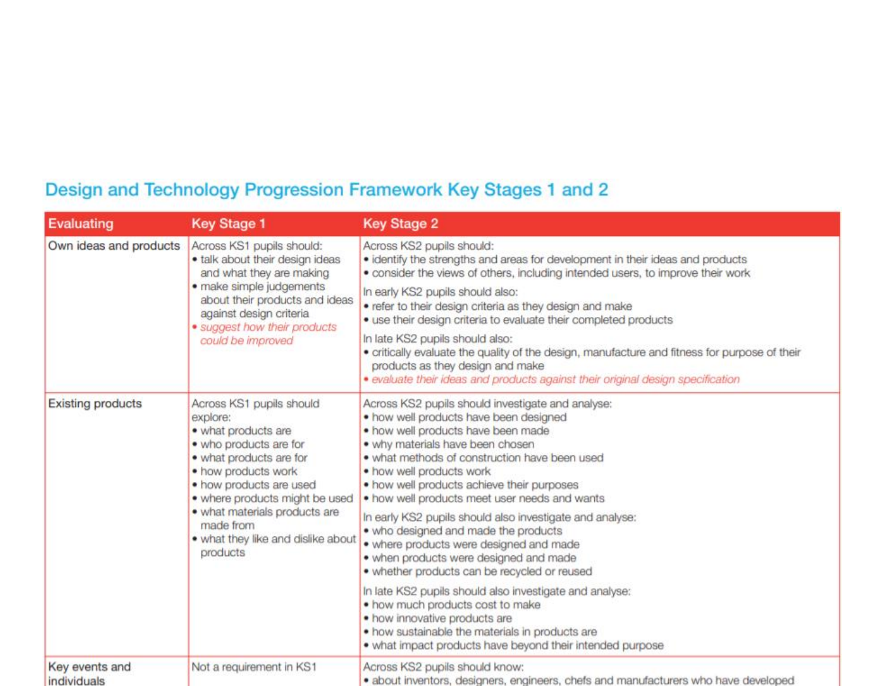## Design and Technology Progression Framework Key Stages 1 and 2

| Evaluating | Key Stage 1 | Key Stage 2 |
|---|---|---|
| Own ideas and products | Across KS1 pupils should:<br>• talk about their design ideas and what they are making<br>• make simple judgements about their products and ideas against design criteria<br>• *suggest how their products could be improved* | Across KS2 pupils should:<br>• identify the strengths and areas for development in their ideas and products<br>• consider the views of others, including intended users, to improve their work<br>In early KS2 pupils should also:<br>• refer to their design criteria as they design and make<br>• use their design criteria to evaluate their completed products<br>In late KS2 pupils should also:<br>• critically evaluate the quality of the design, manufacture and fitness for purpose of their products as they design and make<br>• *evaluate their ideas and products against their original design specification* |
| Existing products | Across KS1 pupils should explore:<br>• what products are<br>• who products are for<br>• what products are for<br>• how products work<br>• how products are used<br>• where products might be used<br>• what materials products are made from<br>• what they like and dislike about products | Across KS2 pupils should investigate and analyse:<br>• how well products have been designed<br>• how well products have been made<br>• why materials have been chosen<br>• what methods of construction have been used<br>• how well products work<br>• how well products achieve their purposes<br>• how well products meet user needs and wants<br>In early KS2 pupils should also investigate and analyse:<br>• who designed and made the products<br>• where products were designed and made<br>• when products were designed and made<br>• whether products can be recycled or reused<br>In late KS2 pupils should also investigate and analyse:<br>• how much products cost to make<br>• how innovative products are<br>• how sustainable the materials in products are<br>• what impact products have beyond their intended purpose |
| Key events and individuals | Not a requirement in KS1 | Across KS2 pupils should know:<br>• about inventors, designers, engineers, chefs and manufacturers who have developed |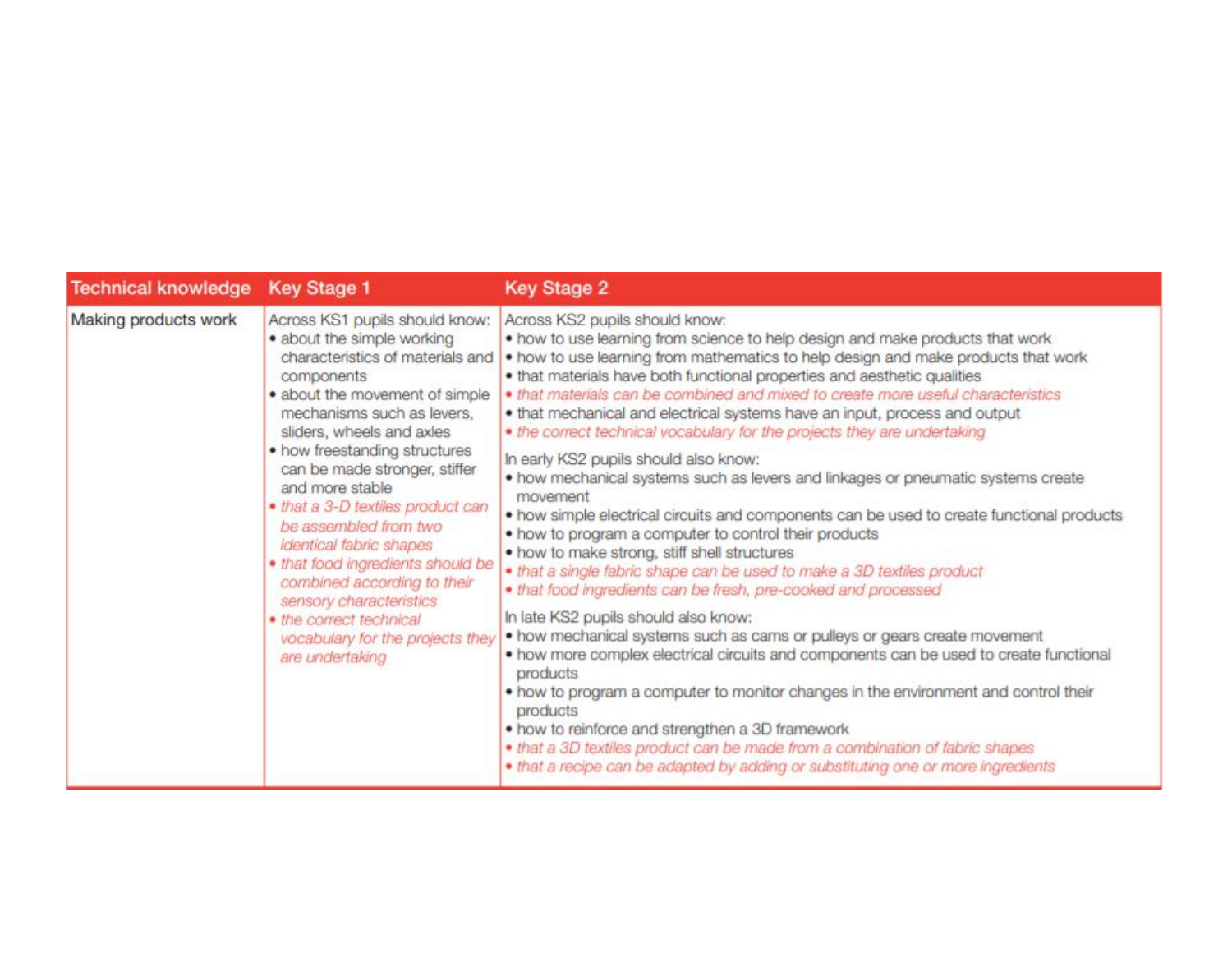| Technical knowledge | Key Stage 1 | Key Stage 2 |
|---|---|---|
| Making products work | Across KS1 pupils should know:<br>• about the simple working characteristics of materials and components<br>• about the movement of simple mechanisms such as levers, sliders, wheels and axles<br>• how freestanding structures can be made stronger, stiffer and more stable<br>• *that a 3-D textiles product can be assembled from two identical fabric shapes*<br>• *that food ingredients should be combined according to their sensory characteristics*<br>• *the correct technical vocabulary for the projects they are undertaking* | Across KS2 pupils should know:<br>• how to use learning from science to help design and make products that work<br>• how to use learning from mathematics to help design and make products that work<br>• that materials have both functional properties and aesthetic qualities<br>• *that materials can be combined and mixed to create more useful characteristics*<br>• that mechanical and electrical systems have an input, process and output<br>• *the correct technical vocabulary for the projects they are undertaking*<br><br>In early KS2 pupils should also know:<br>• how mechanical systems such as levers and linkages or pneumatic systems create movement<br>• how simple electrical circuits and components can be used to create functional products<br>• how to program a computer to control their products<br>• how to make strong, stiff shell structures<br>• *that a single fabric shape can be used to make a 3D textiles product*<br>• *that food ingredients can be fresh, pre-cooked and processed*<br><br>In late KS2 pupils should also know:<br>• how mechanical systems such as cams or pulleys or gears create movement<br>• how more complex electrical circuits and components can be used to create functional products<br>• how to program a computer to monitor changes in the environment and control their products<br>• how to reinforce and strengthen a 3D framework<br>• *that a 3D textiles product can be made from a combination of fabric shapes*<br>• *that a recipe can be adapted by adding or substituting one or more ingredients* |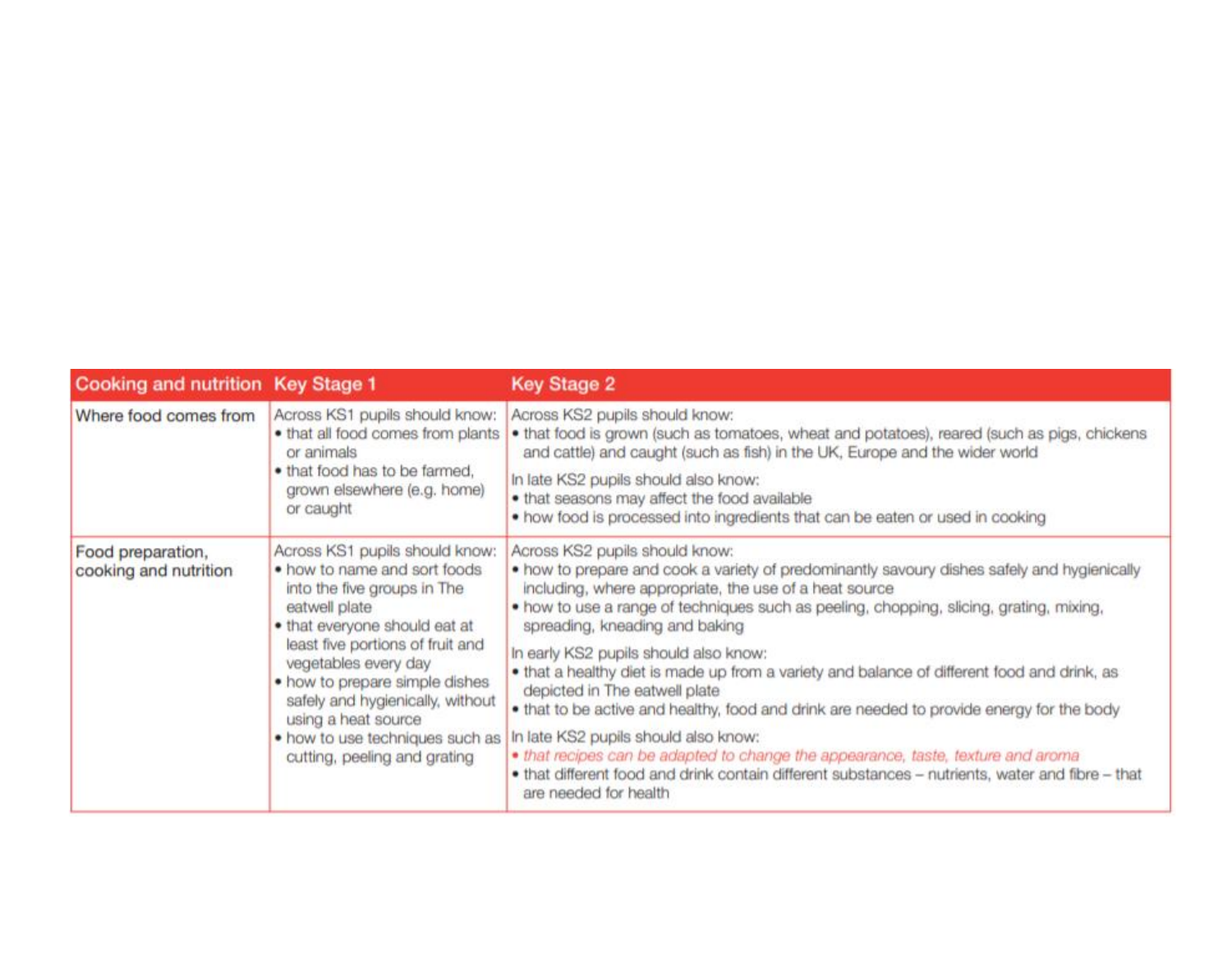| Cooking and nutrition | Key Stage 1 | Key Stage 2 |
| --- | --- | --- |
| Where food comes from | Across KS1 pupils should know:<br>• that all food comes from plants or animals<br>• that food has to be farmed, grown elsewhere (e.g. home) or caught | Across KS2 pupils should know:<br>• that food is grown (such as tomatoes, wheat and potatoes), reared (such as pigs, chickens and cattle) and caught (such as fish) in the UK, Europe and the wider world<br>In late KS2 pupils should also know:<br>• that seasons may affect the food available<br>• how food is processed into ingredients that can be eaten or used in cooking |
| Food preparation, cooking and nutrition | Across KS1 pupils should know:<br>• how to name and sort foods into the five groups in The eatwell plate<br>• that everyone should eat at least five portions of fruit and vegetables every day<br>• how to prepare simple dishes safely and hygienically, without using a heat source<br>• how to use techniques such as cutting, peeling and grating | Across KS2 pupils should know:<br>• how to prepare and cook a variety of predominantly savoury dishes safely and hygienically including, where appropriate, the use of a heat source<br>• how to use a range of techniques such as peeling, chopping, slicing, grating, mixing, spreading, kneading and baking<br>In early KS2 pupils should also know:<br>• that a healthy diet is made up from a variety and balance of different food and drink, as depicted in The eatwell plate<br>• that to be active and healthy, food and drink are needed to provide energy for the body<br>In late KS2 pupils should also know:<br>• *that recipes can be adapted to change the appearance, taste, texture and aroma*<br>• that different food and drink contain different substances – nutrients, water and fibre – that are needed for health |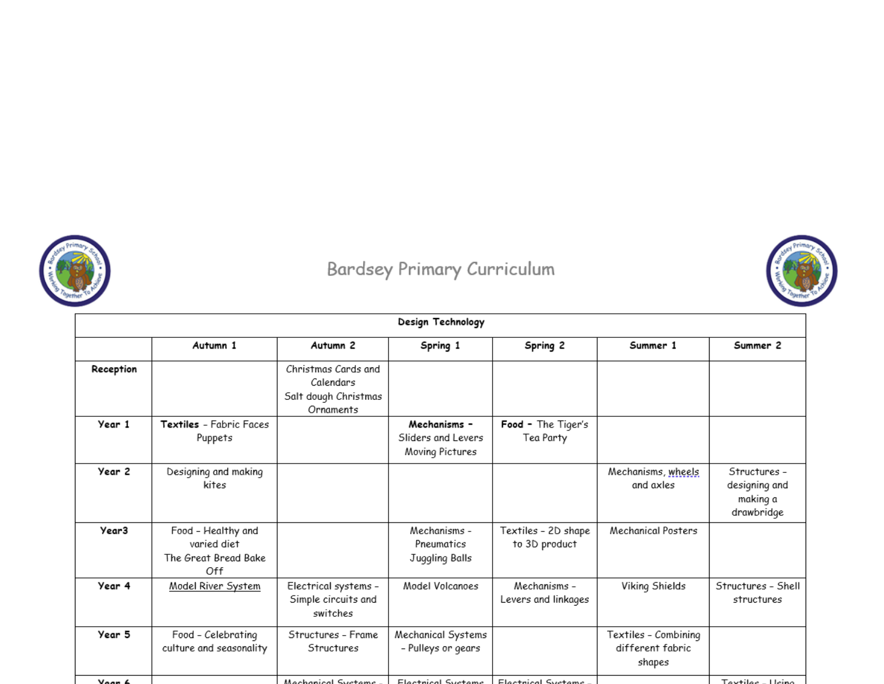# Bardsey Primary Curriculum

| Design Technology | | | | | | |
|---|---|---|---|---|---|---|
| | **Autumn 1** | **Autumn 2** | **Spring 1** | **Spring 2** | **Summer 1** | **Summer 2** |
| **Reception** | | Christmas Cards and Calendars<br>Salt dough Christmas Ornaments | | | | |
| **Year 1** | **Textiles** – Fabric Faces Puppets | | **Mechanisms** – Sliders and Levers Moving Pictures | **Food** – The Tiger's Tea Party | | |
| **Year 2** | Designing and making kites | | | | Mechanisms, wheels and axles | Structures – designing and making a drawbridge |
| **Year3** | Food – Healthy and varied diet<br>The Great Bread Bake Off | | Mechanisms – Pneumatics<br>Juggling Balls | Textiles – 2D shape to 3D product | Mechanical Posters | |
| **Year 4** | Model River System | Electrical systems – Simple circuits and switches | Model Volcanoes | Mechanisms – Levers and linkages | Viking Shields | Structures – Shell structures |
| **Year 5** | Food – Celebrating culture and seasonality | Structures – Frame Structures | Mechanical Systems – Pulleys or gears | | Textiles – Combining different fabric shapes | |
| **Year 6** | | Mechanical Systems – | Electrical Systems | Electrical Systems – | | Textiles – Using |